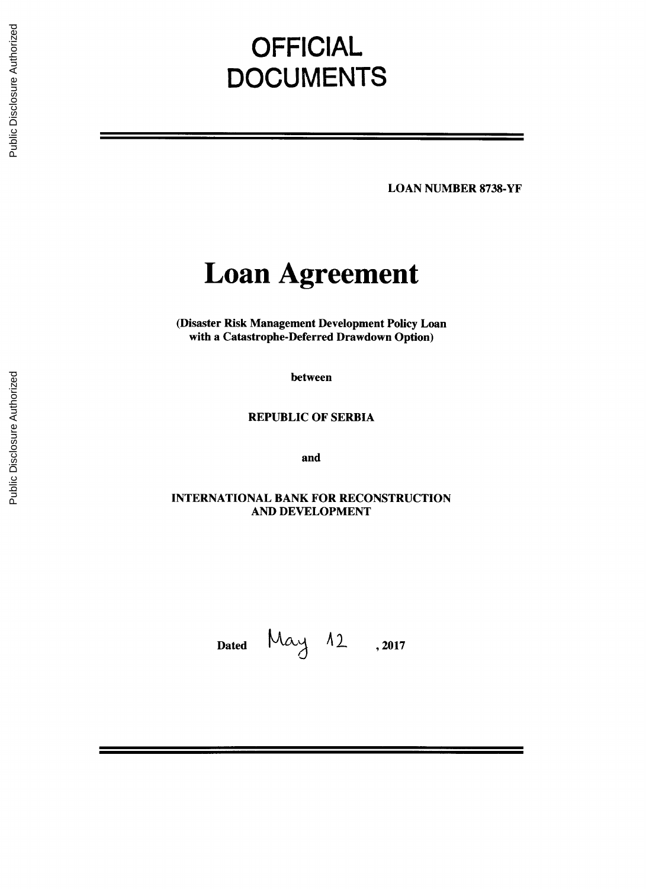# OFFICIAL DOCUMENTS

**LOAN NUMBER 8738-YF**

# Loan Agreement

**(Disaster Risk Management Development Policy Loan with a Catastrophe-Deferred Drawdown Option)**

**between**

**REPUBLIC OF SERBIA**

**and**

**INTERNATIONAL BANK FOR RECONSTRUCTION AND DEVELOPMENT**

**Dated** May 12 **, 2017**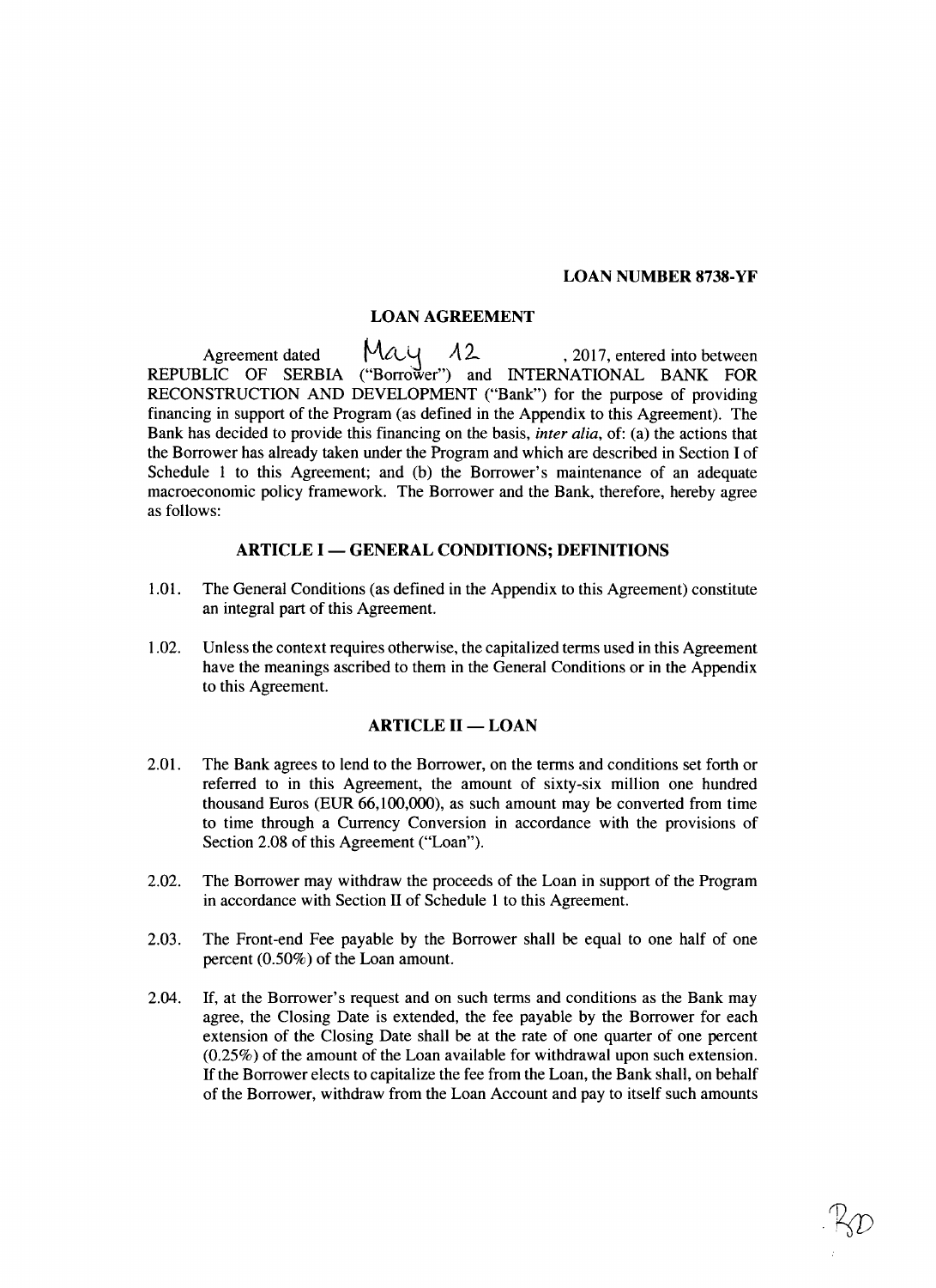**LOAN NUMBER 8738-YF**

## LOAN AGREEMENT

Agreement dated May 12, 2017, entered into between REPUBLIC OF SERBIA ("Borrower") and INTERNATIONAL BANK FOR RECONSTRUCTION AND DEVELOPMENT ("Bank") for the purpose of providing financing in support of the Program (as defined in the Appendix to this Agreement). The Bank has decided to provide this financing on the basis, *inter alia*, of: (a) the actions that the Borrower has already taken under the Program and which are described in Section I of Schedule 1 to this Agreement; and (b) the Borrower's maintenance of an adequate macroeconomic policy framework. The Borrower and the Bank, therefore, hereby agree as follows:

### ARTICLE I — GENERAL CONDITIONS; DEFINITIONS

1.01. The General Conditions (as defined in the Appendix to this Agreement) constitute an integral part of this Agreement.

1.02. Unless the context requires otherwise, the capitalized terms used in this Agreement have the meanings ascribed to them in the General Conditions or in the Appendix to this Agreement.

### ARTICLE II — LOAN

2.01. The Bank agrees to lend to the Borrower, on the terms and conditions set forth or referred to in this Agreement, the amount of sixty-six million one hundred thousand Euros (EUR 66,100,000), as such amount may be converted from time to time through a Currency Conversion in accordance with the provisions of Section 2.08 of this Agreement ("Loan").

2.02. The Borrower may withdraw the proceeds of the Loan in support of the Program in accordance with Section II of Schedule 1 to this Agreement.

2.03. The Front-end Fee payable by the Borrower shall be equal to one half of one percent (0.50%) of the Loan amount.

2.04. If, at the Borrower's request and on such terms and conditions as the Bank may agree, the Closing Date is extended, the fee payable by the Borrower for each extension of the Closing Date shall be at the rate of one quarter of one percent (0.25%) of the amount of the Loan available for withdrawal upon such extension. If the Borrower elects to capitalize the fee from the Loan, the Bank shall, on behalf of the Borrower, withdraw from the Loan Account and pay to itself such amounts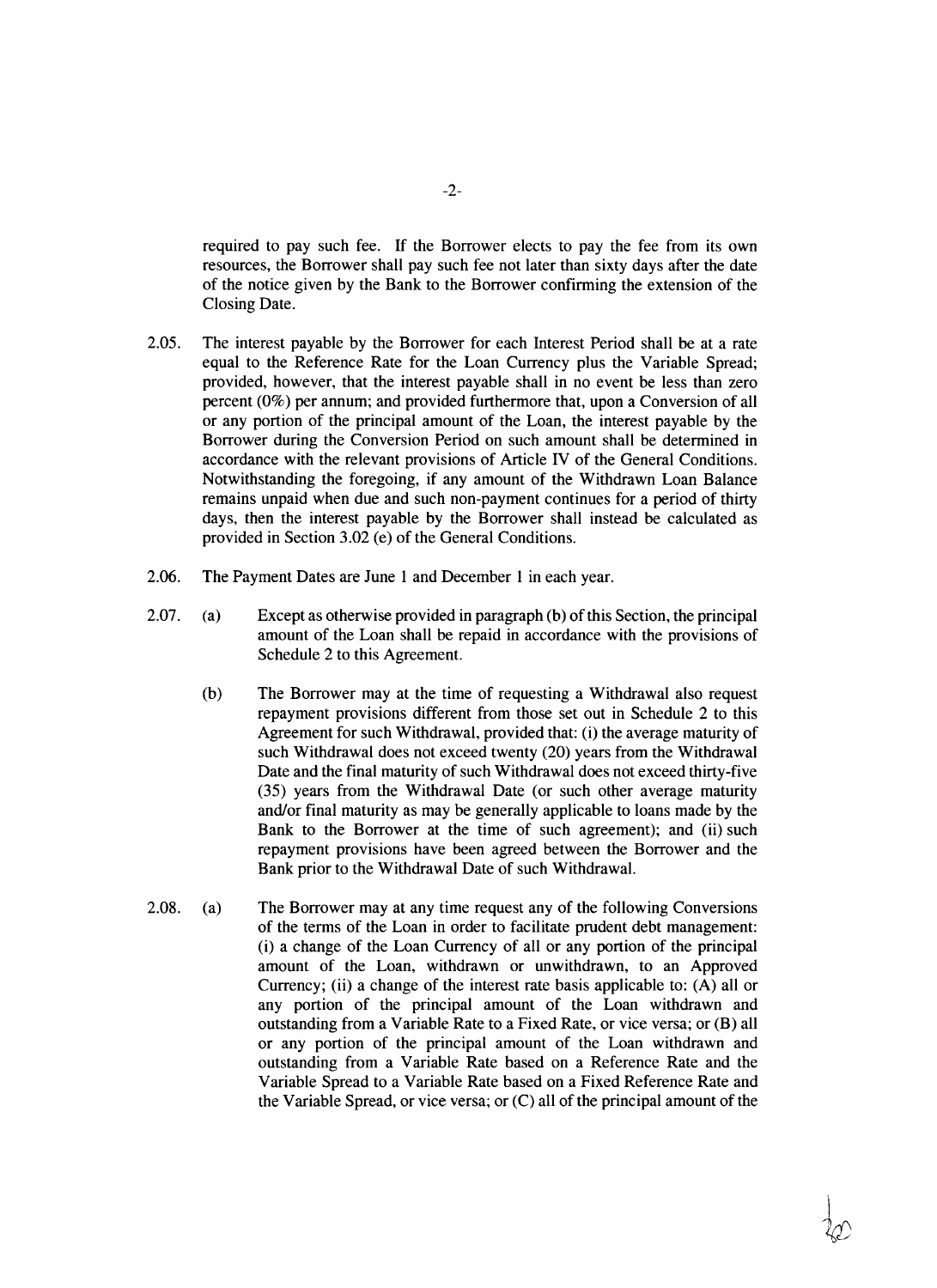required to pay such fee. If the Borrower elects to pay the fee from its own resources, the Borrower shall pay such fee not later than sixty days after the date of the notice given by the Bank to the Borrower confirming the extension of the Closing Date.

2.05. The interest payable by the Borrower for each Interest Period shall be at a rate equal to the Reference Rate for the Loan Currency plus the Variable Spread; provided, however, that the interest payable shall in no event be less than zero percent (0%) per annum; and provided furthermore that, upon a Conversion of all or any portion of the principal amount of the Loan, the interest payable by the Borrower during the Conversion Period on such amount shall be determined in accordance with the relevant provisions of Article IV of the General Conditions. Notwithstanding the foregoing, if any amount of the Withdrawn Loan Balance remains unpaid when due and such non-payment continues for a period of thirty days, then the interest payable by the Borrower shall instead be calculated as provided in Section 3.02 (e) of the General Conditions.

2.06. The Payment Dates are June 1 and December 1 in each year.

2.07. (a) Except as otherwise provided in paragraph (b) of this Section, the principal amount of the Loan shall be repaid in accordance with the provisions of Schedule 2 to this Agreement.

(b) The Borrower may at the time of requesting a Withdrawal also request repayment provisions different from those set out in Schedule 2 to this Agreement for such Withdrawal, provided that: (i) the average maturity of such Withdrawal does not exceed twenty (20) years from the Withdrawal Date and the final maturity of such Withdrawal does not exceed thirty-five (35) years from the Withdrawal Date (or such other average maturity and/or final maturity as may be generally applicable to loans made by the Bank to the Borrower at the time of such agreement); and (ii) such repayment provisions have been agreed between the Borrower and the Bank prior to the Withdrawal Date of such Withdrawal.

2.08. (a) The Borrower may at any time request any of the following Conversions of the terms of the Loan in order to facilitate prudent debt management: (i) a change of the Loan Currency of all or any portion of the principal amount of the Loan, withdrawn or unwithdrawn, to an Approved Currency; (ii) a change of the interest rate basis applicable to: (A) all or any portion of the principal amount of the Loan withdrawn and outstanding from a Variable Rate to a Fixed Rate, or vice versa; or (B) all or any portion of the principal amount of the Loan withdrawn and outstanding from a Variable Rate based on a Reference Rate and the Variable Spread to a Variable Rate based on a Fixed Reference Rate and the Variable Spread, or vice versa; or (C) all of the principal amount of the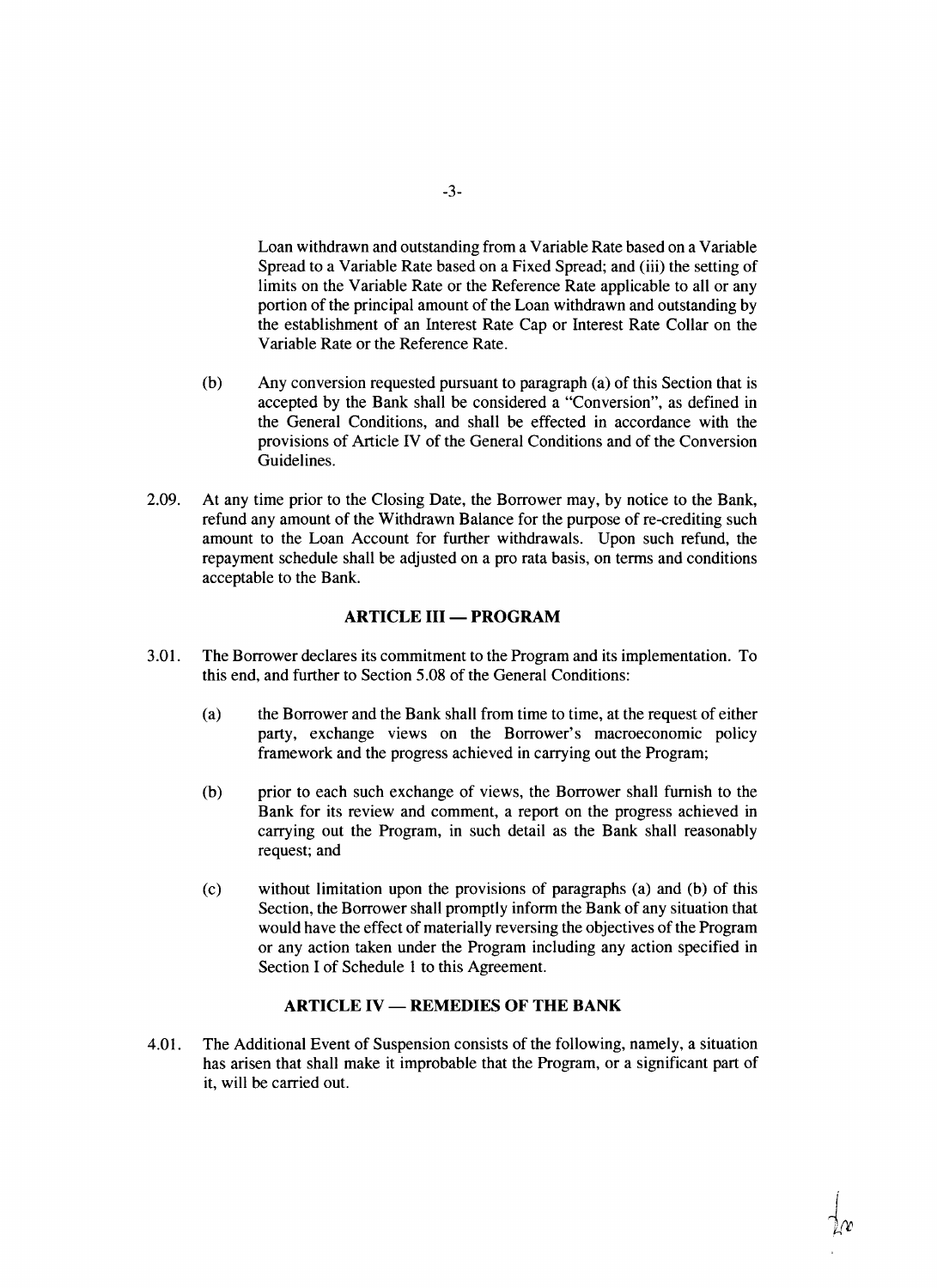Loan withdrawn and outstanding from a Variable Rate based on a Variable Spread to a Variable Rate based on a Fixed Spread; and (iii) the setting of limits on the Variable Rate or the Reference Rate applicable to all or any portion of the principal amount of the Loan withdrawn and outstanding by the establishment of an Interest Rate Cap or Interest Rate Collar on the Variable Rate or the Reference Rate.

(b) Any conversion requested pursuant to paragraph (a) of this Section that is accepted by the Bank shall be considered a "Conversion", as defined in the General Conditions, and shall be effected in accordance with the provisions of Article IV of the General Conditions and of the Conversion Guidelines.

2.09. At any time prior to the Closing Date, the Borrower may, by notice to the Bank, refund any amount of the Withdrawn Balance for the purpose of re-crediting such amount to the Loan Account for further withdrawals. Upon such refund, the repayment schedule shall be adjusted on a pro rata basis, on terms and conditions acceptable to the Bank.

## ARTICLE III — PROGRAM

3.01. The Borrower declares its commitment to the Program and its implementation. To this end, and further to Section 5.08 of the General Conditions:

(a) the Borrower and the Bank shall from time to time, at the request of either party, exchange views on the Borrower's macroeconomic policy framework and the progress achieved in carrying out the Program;

(b) prior to each such exchange of views, the Borrower shall furnish to the Bank for its review and comment, a report on the progress achieved in carrying out the Program, in such detail as the Bank shall reasonably request; and

(c) without limitation upon the provisions of paragraphs (a) and (b) of this Section, the Borrower shall promptly inform the Bank of any situation that would have the effect of materially reversing the objectives of the Program or any action taken under the Program including any action specified in Section I of Schedule 1 to this Agreement.

## ARTICLE IV — REMEDIES OF THE BANK

4.01. The Additional Event of Suspension consists of the following, namely, a situation has arisen that shall make it improbable that the Program, or a significant part of it, will be carried out.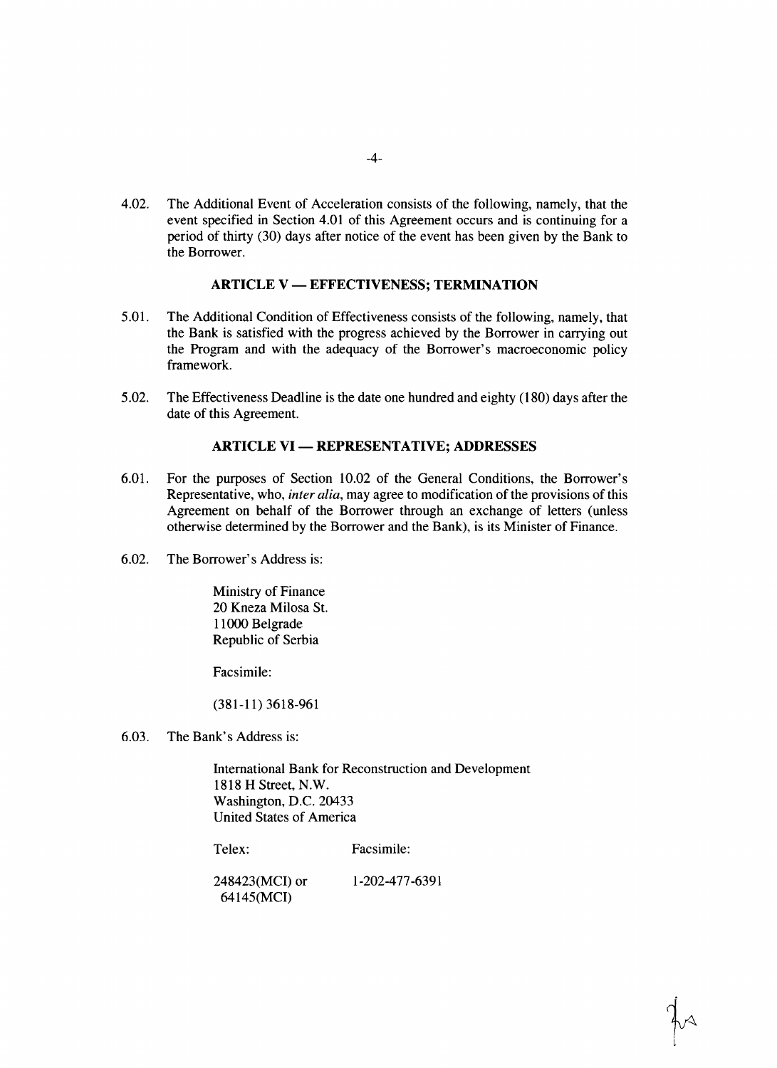4.02. The Additional Event of Acceleration consists of the following, namely, that the event specified in Section 4.01 of this Agreement occurs and is continuing for a period of thirty (30) days after notice of the event has been given by the Bank to the Borrower.

## ARTICLE V — EFFECTIVENESS; TERMINATION

5.01. The Additional Condition of Effectiveness consists of the following, namely, that the Bank is satisfied with the progress achieved by the Borrower in carrying out the Program and with the adequacy of the Borrower's macroeconomic policy framework.

5.02. The Effectiveness Deadline is the date one hundred and eighty (180) days after the date of this Agreement.

## ARTICLE VI — REPRESENTATIVE; ADDRESSES

6.01. For the purposes of Section 10.02 of the General Conditions, the Borrower's Representative, who, *inter alia*, may agree to modification of the provisions of this Agreement on behalf of the Borrower through an exchange of letters (unless otherwise determined by the Borrower and the Bank), is its Minister of Finance.

6.02. The Borrower's Address is:

Ministry of Finance
20 Kneza Milosa St.
11000 Belgrade
Republic of Serbia

Facsimile:

(381-11) 3618-961

6.03. The Bank's Address is:

International Bank for Reconstruction and Development
1818 H Street, N.W.
Washington, D.C. 20433
United States of America

| Telex: | Facsimile: |
|---|---|
| 248423(MCI) or 64145(MCI) | 1-202-477-6391 |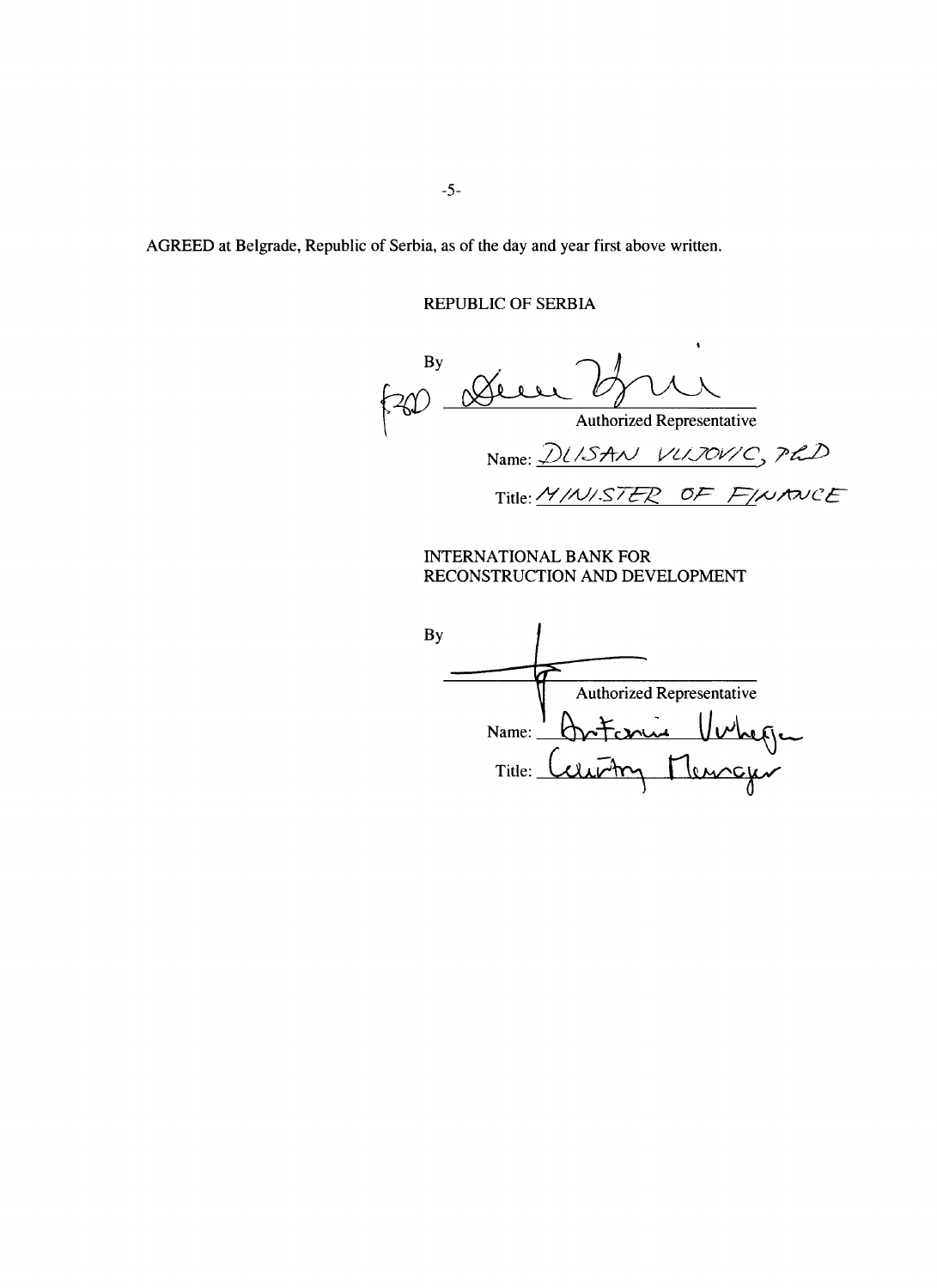AGREED at Belgrade, Republic of Serbia, as of the day and year first above written.

REPUBLIC OF SERBIA

By \_\_\_\_\_\_\_\_\_\_\_\_\_\_\_\_\_\_\_\_\_\_\_\_\_\_\_\_\_\_

Authorized Representative

Name: DUSAN VUJOVIC, PhD

Title: MINISTER OF FINANCE

INTERNATIONAL BANK FOR RECONSTRUCTION AND DEVELOPMENT

By \_\_\_\_\_\_\_\_\_\_\_\_\_\_\_\_\_\_\_\_\_\_\_\_\_\_\_\_\_\_

Authorized Representative

Name: Antonius Verheijen

Title: Country Manager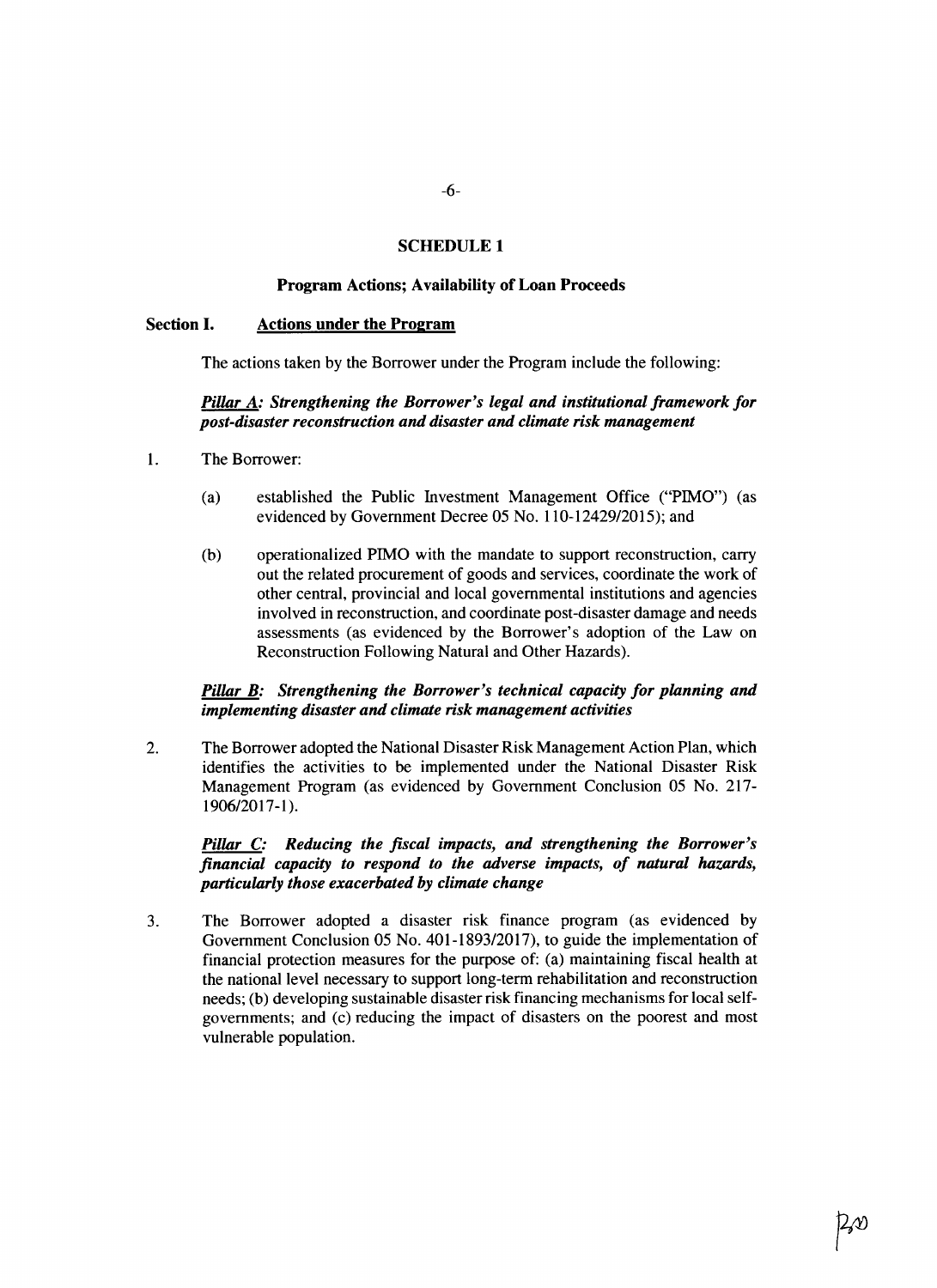## SCHEDULE 1

### Program Actions; Availability of Loan Proceeds

**Section I. Actions under the Program**

The actions taken by the Borrower under the Program include the following:

***Pillar A: Strengthening the Borrower's legal and institutional framework for post-disaster reconstruction and disaster and climate risk management***

1. The Borrower:

   (a) established the Public Investment Management Office ("PIMO") (as evidenced by Government Decree 05 No. 110-12429/2015); and

   (b) operationalized PIMO with the mandate to support reconstruction, carry out the related procurement of goods and services, coordinate the work of other central, provincial and local governmental institutions and agencies involved in reconstruction, and coordinate post-disaster damage and needs assessments (as evidenced by the Borrower's adoption of the Law on Reconstruction Following Natural and Other Hazards).

***Pillar B: Strengthening the Borrower's technical capacity for planning and implementing disaster and climate risk management activities***

2. The Borrower adopted the National Disaster Risk Management Action Plan, which identifies the activities to be implemented under the National Disaster Risk Management Program (as evidenced by Government Conclusion 05 No. 217-1906/2017-1).

***Pillar C: Reducing the fiscal impacts, and strengthening the Borrower's financial capacity to respond to the adverse impacts, of natural hazards, particularly those exacerbated by climate change***

3. The Borrower adopted a disaster risk finance program (as evidenced by Government Conclusion 05 No. 401-1893/2017), to guide the implementation of financial protection measures for the purpose of: (a) maintaining fiscal health at the national level necessary to support long-term rehabilitation and reconstruction needs; (b) developing sustainable disaster risk financing mechanisms for local self-governments; and (c) reducing the impact of disasters on the poorest and most vulnerable population.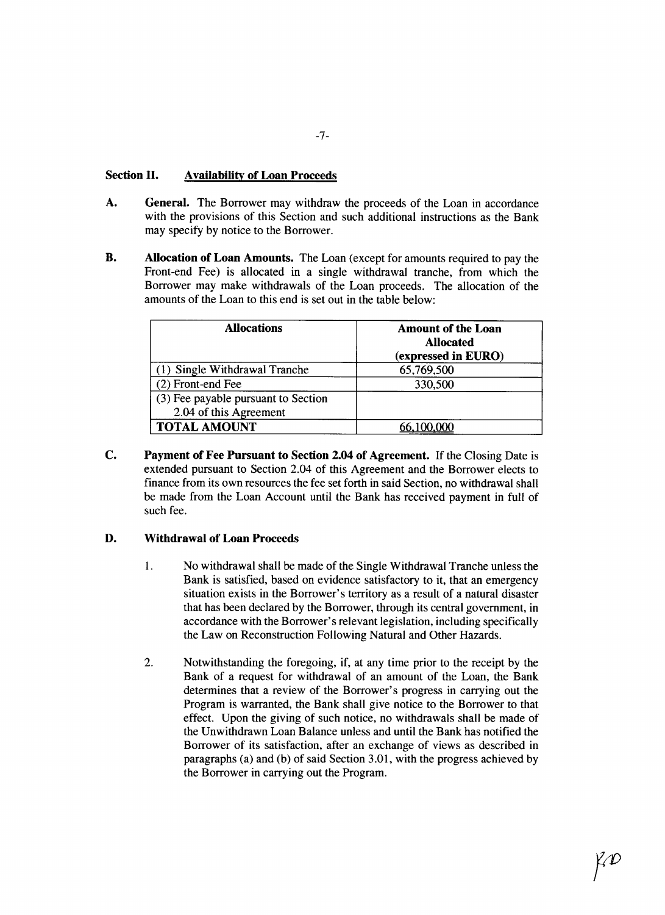## Section II. Availability of Loan Proceeds

**A. General.** The Borrower may withdraw the proceeds of the Loan in accordance with the provisions of this Section and such additional instructions as the Bank may specify by notice to the Borrower.

**B. Allocation of Loan Amounts.** The Loan (except for amounts required to pay the Front-end Fee) is allocated in a single withdrawal tranche, from which the Borrower may make withdrawals of the Loan proceeds. The allocation of the amounts of the Loan to this end is set out in the table below:

| Allocations | Amount of the Loan Allocated (expressed in EURO) |
|---|---|
| (1) Single Withdrawal Tranche | 65,769,500 |
| (2) Front-end Fee | 330,500 |
| (3) Fee payable pursuant to Section 2.04 of this Agreement | |
| **TOTAL AMOUNT** | 66,100,000 |

**C. Payment of Fee Pursuant to Section 2.04 of Agreement.** If the Closing Date is extended pursuant to Section 2.04 of this Agreement and the Borrower elects to finance from its own resources the fee set forth in said Section, no withdrawal shall be made from the Loan Account until the Bank has received payment in full of such fee.

**D. Withdrawal of Loan Proceeds**

1. No withdrawal shall be made of the Single Withdrawal Tranche unless the Bank is satisfied, based on evidence satisfactory to it, that an emergency situation exists in the Borrower's territory as a result of a natural disaster that has been declared by the Borrower, through its central government, in accordance with the Borrower's relevant legislation, including specifically the Law on Reconstruction Following Natural and Other Hazards.

2. Notwithstanding the foregoing, if, at any time prior to the receipt by the Bank of a request for withdrawal of an amount of the Loan, the Bank determines that a review of the Borrower's progress in carrying out the Program is warranted, the Bank shall give notice to the Borrower to that effect. Upon the giving of such notice, no withdrawals shall be made of the Unwithdrawn Loan Balance unless and until the Bank has notified the Borrower of its satisfaction, after an exchange of views as described in paragraphs (a) and (b) of said Section 3.01, with the progress achieved by the Borrower in carrying out the Program.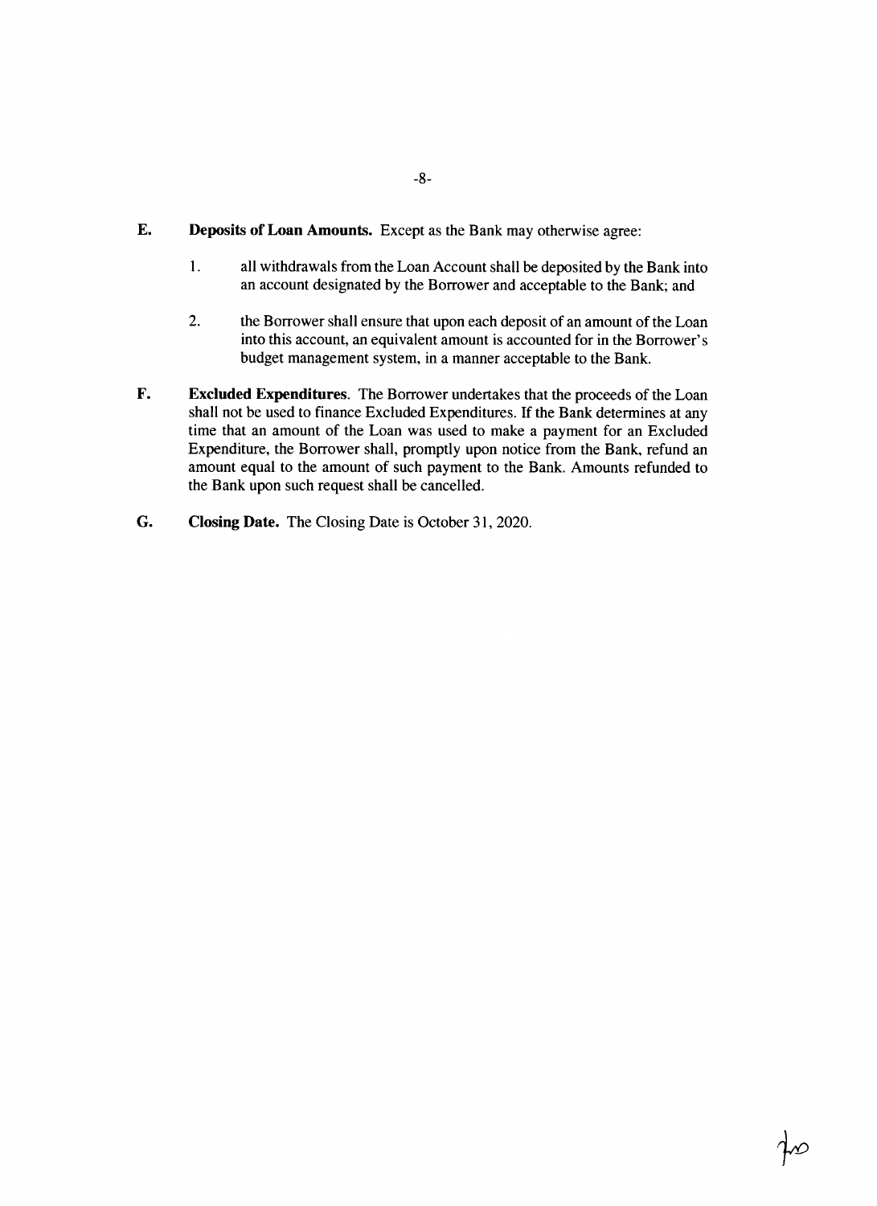**E.** **Deposits of Loan Amounts.** Except as the Bank may otherwise agree:

1. all withdrawals from the Loan Account shall be deposited by the Bank into an account designated by the Borrower and acceptable to the Bank; and

2. the Borrower shall ensure that upon each deposit of an amount of the Loan into this account, an equivalent amount is accounted for in the Borrower's budget management system, in a manner acceptable to the Bank.

**F.** **Excluded Expenditures**. The Borrower undertakes that the proceeds of the Loan shall not be used to finance Excluded Expenditures. If the Bank determines at any time that an amount of the Loan was used to make a payment for an Excluded Expenditure, the Borrower shall, promptly upon notice from the Bank, refund an amount equal to the amount of such payment to the Bank. Amounts refunded to the Bank upon such request shall be cancelled.

**G.** **Closing Date.** The Closing Date is October 31, 2020.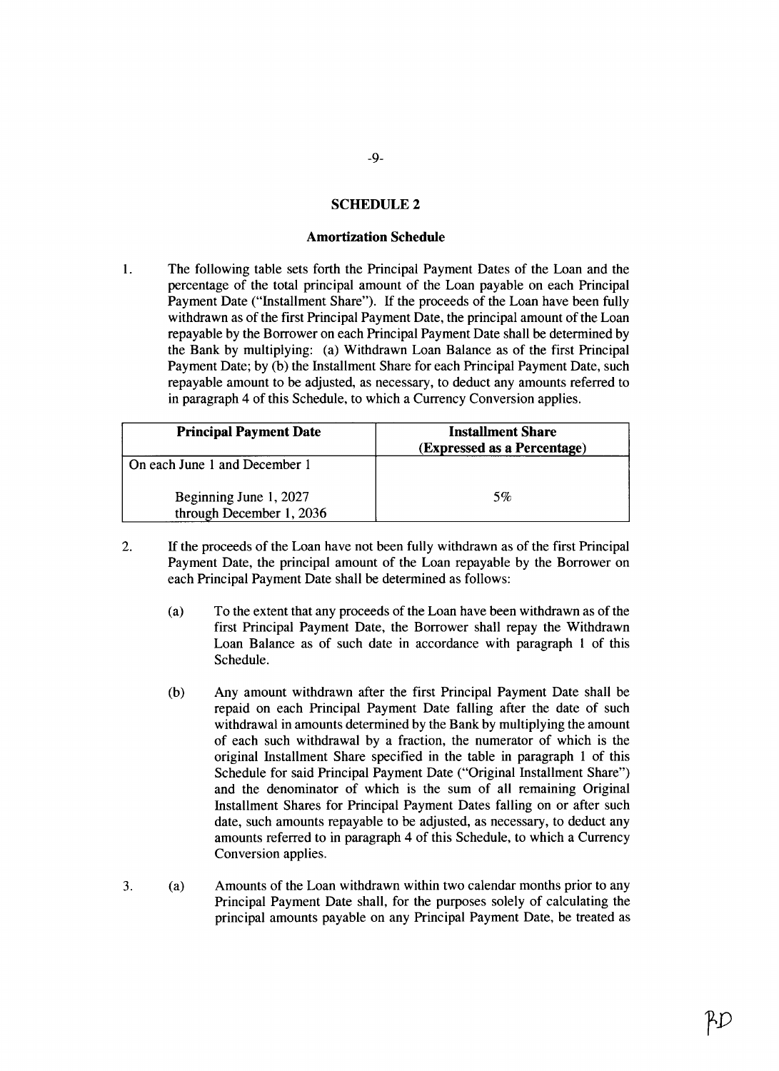## SCHEDULE 2

### Amortization Schedule

1. The following table sets forth the Principal Payment Dates of the Loan and the percentage of the total principal amount of the Loan payable on each Principal Payment Date ("Installment Share"). If the proceeds of the Loan have been fully withdrawn as of the first Principal Payment Date, the principal amount of the Loan repayable by the Borrower on each Principal Payment Date shall be determined by the Bank by multiplying: (a) Withdrawn Loan Balance as of the first Principal Payment Date; by (b) the Installment Share for each Principal Payment Date, such repayable amount to be adjusted, as necessary, to deduct any amounts referred to in paragraph 4 of this Schedule, to which a Currency Conversion applies.

| Principal Payment Date | Installment Share (Expressed as a Percentage) |
|---|---|
| On each June 1 and December 1 | |
| Beginning June 1, 2027 through December 1, 2036 | 5% |

2. If the proceeds of the Loan have not been fully withdrawn as of the first Principal Payment Date, the principal amount of the Loan repayable by the Borrower on each Principal Payment Date shall be determined as follows:

   (a) To the extent that any proceeds of the Loan have been withdrawn as of the first Principal Payment Date, the Borrower shall repay the Withdrawn Loan Balance as of such date in accordance with paragraph 1 of this Schedule.

   (b) Any amount withdrawn after the first Principal Payment Date shall be repaid on each Principal Payment Date falling after the date of such withdrawal in amounts determined by the Bank by multiplying the amount of each such withdrawal by a fraction, the numerator of which is the original Installment Share specified in the table in paragraph 1 of this Schedule for said Principal Payment Date ("Original Installment Share") and the denominator of which is the sum of all remaining Original Installment Shares for Principal Payment Dates falling on or after such date, such amounts repayable to be adjusted, as necessary, to deduct any amounts referred to in paragraph 4 of this Schedule, to which a Currency Conversion applies.

3. (a) Amounts of the Loan withdrawn within two calendar months prior to any Principal Payment Date shall, for the purposes solely of calculating the principal amounts payable on any Principal Payment Date, be treated as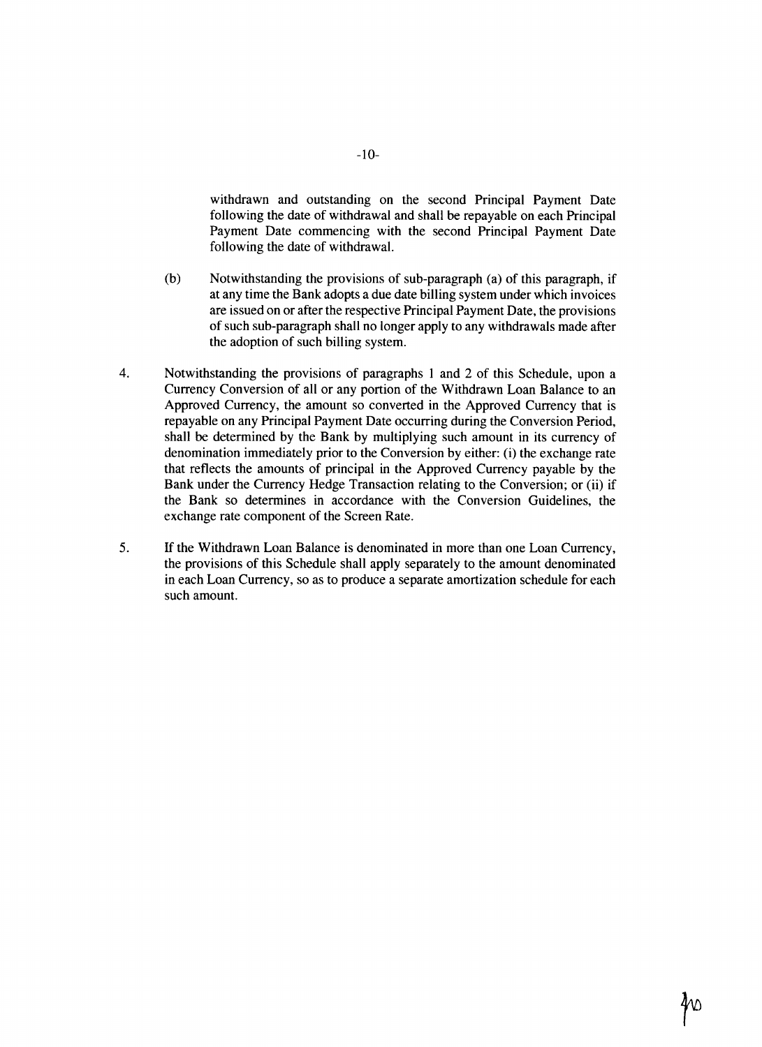withdrawn and outstanding on the second Principal Payment Date following the date of withdrawal and shall be repayable on each Principal Payment Date commencing with the second Principal Payment Date following the date of withdrawal.

(b) Notwithstanding the provisions of sub-paragraph (a) of this paragraph, if at any time the Bank adopts a due date billing system under which invoices are issued on or after the respective Principal Payment Date, the provisions of such sub-paragraph shall no longer apply to any withdrawals made after the adoption of such billing system.

4. Notwithstanding the provisions of paragraphs 1 and 2 of this Schedule, upon a Currency Conversion of all or any portion of the Withdrawn Loan Balance to an Approved Currency, the amount so converted in the Approved Currency that is repayable on any Principal Payment Date occurring during the Conversion Period, shall be determined by the Bank by multiplying such amount in its currency of denomination immediately prior to the Conversion by either: (i) the exchange rate that reflects the amounts of principal in the Approved Currency payable by the Bank under the Currency Hedge Transaction relating to the Conversion; or (ii) if the Bank so determines in accordance with the Conversion Guidelines, the exchange rate component of the Screen Rate.

5. If the Withdrawn Loan Balance is denominated in more than one Loan Currency, the provisions of this Schedule shall apply separately to the amount denominated in each Loan Currency, so as to produce a separate amortization schedule for each such amount.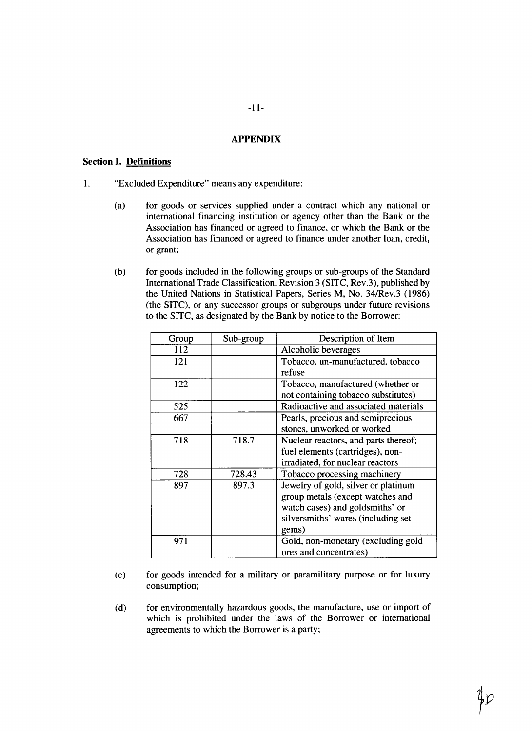## APPENDIX

### Section I. Definitions

1. "Excluded Expenditure" means any expenditure:

   (a) for goods or services supplied under a contract which any national or international financing institution or agency other than the Bank or the Association has financed or agreed to finance, or which the Bank or the Association has financed or agreed to finance under another loan, credit, or grant;

   (b) for goods included in the following groups or sub-groups of the Standard International Trade Classification, Revision 3 (SITC, Rev.3), published by the United Nations in Statistical Papers, Series M, No. 34/Rev.3 (1986) (the SITC), or any successor groups or subgroups under future revisions to the SITC, as designated by the Bank by notice to the Borrower:

| Group | Sub-group | Description of Item |
|---|---|---|
| 112 | | Alcoholic beverages |
| 121 | | Tobacco, un-manufactured, tobacco refuse |
| 122 | | Tobacco, manufactured (whether or not containing tobacco substitutes) |
| 525 | | Radioactive and associated materials |
| 667 | | Pearls, precious and semiprecious stones, unworked or worked |
| 718 | 718.7 | Nuclear reactors, and parts thereof; fuel elements (cartridges), non-irradiated, for nuclear reactors |
| 728 | 728.43 | Tobacco processing machinery |
| 897 | 897.3 | Jewelry of gold, silver or platinum group metals (except watches and watch cases) and goldsmiths' or silversmiths' wares (including set gems) |
| 971 | | Gold, non-monetary (excluding gold ores and concentrates) |

   (c) for goods intended for a military or paramilitary purpose or for luxury consumption;

   (d) for environmentally hazardous goods, the manufacture, use or import of which is prohibited under the laws of the Borrower or international agreements to which the Borrower is a party;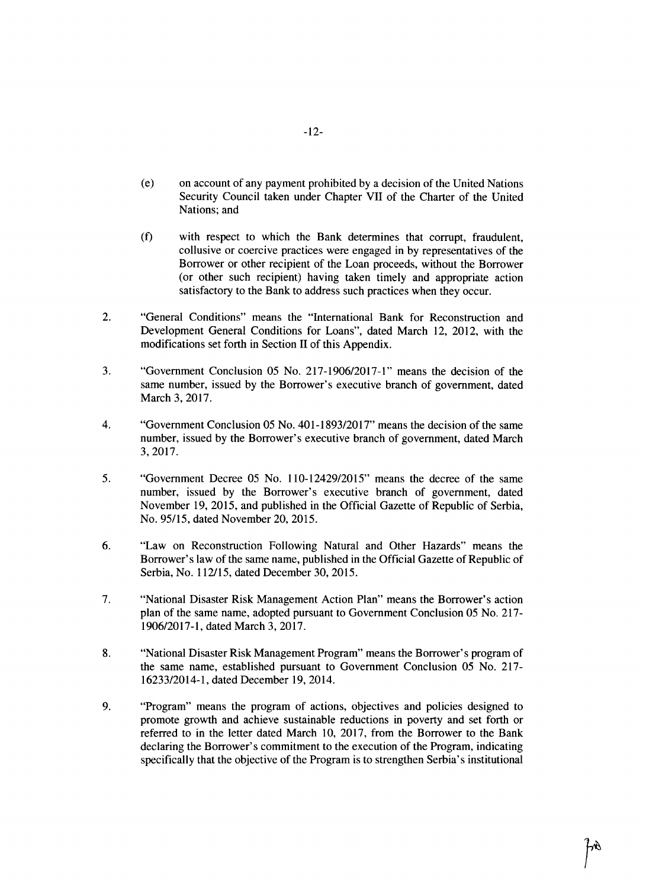(e) on account of any payment prohibited by a decision of the United Nations Security Council taken under Chapter VII of the Charter of the United Nations; and

(f) with respect to which the Bank determines that corrupt, fraudulent, collusive or coercive practices were engaged in by representatives of the Borrower or other recipient of the Loan proceeds, without the Borrower (or other such recipient) having taken timely and appropriate action satisfactory to the Bank to address such practices when they occur.

2. "General Conditions" means the "International Bank for Reconstruction and Development General Conditions for Loans", dated March 12, 2012, with the modifications set forth in Section II of this Appendix.

3. "Government Conclusion 05 No. 217-1906/2017-1" means the decision of the same number, issued by the Borrower's executive branch of government, dated March 3, 2017.

4. "Government Conclusion 05 No. 401-1893/2017" means the decision of the same number, issued by the Borrower's executive branch of government, dated March 3, 2017.

5. "Government Decree 05 No. 110-12429/2015" means the decree of the same number, issued by the Borrower's executive branch of government, dated November 19, 2015, and published in the Official Gazette of Republic of Serbia, No. 95/15, dated November 20, 2015.

6. "Law on Reconstruction Following Natural and Other Hazards" means the Borrower's law of the same name, published in the Official Gazette of Republic of Serbia, No. 112/15, dated December 30, 2015.

7. "National Disaster Risk Management Action Plan" means the Borrower's action plan of the same name, adopted pursuant to Government Conclusion 05 No. 217-1906/2017-1, dated March 3, 2017.

8. "National Disaster Risk Management Program" means the Borrower's program of the same name, established pursuant to Government Conclusion 05 No. 217-16233/2014-1, dated December 19, 2014.

9. "Program" means the program of actions, objectives and policies designed to promote growth and achieve sustainable reductions in poverty and set forth or referred to in the letter dated March 10, 2017, from the Borrower to the Bank declaring the Borrower's commitment to the execution of the Program, indicating specifically that the objective of the Program is to strengthen Serbia's institutional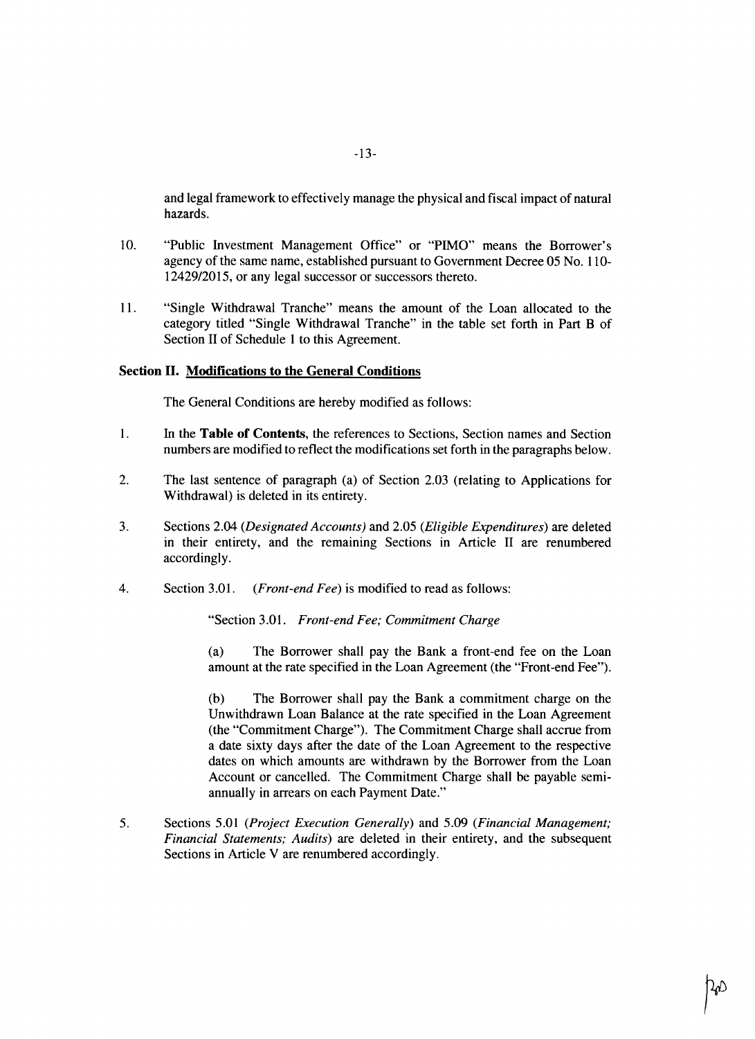and legal framework to effectively manage the physical and fiscal impact of natural hazards.

10. "Public Investment Management Office" or "PIMO" means the Borrower's agency of the same name, established pursuant to Government Decree 05 No. 110-12429/2015, or any legal successor or successors thereto.

11. "Single Withdrawal Tranche" means the amount of the Loan allocated to the category titled "Single Withdrawal Tranche" in the table set forth in Part B of Section II of Schedule 1 to this Agreement.

### Section II. Modifications to the General Conditions

The General Conditions are hereby modified as follows:

1. In the **Table of Contents**, the references to Sections, Section names and Section numbers are modified to reflect the modifications set forth in the paragraphs below.

2. The last sentence of paragraph (a) of Section 2.03 (relating to Applications for Withdrawal) is deleted in its entirety.

3. Sections 2.04 (*Designated Accounts)* and 2.05 (*Eligible Expenditures*) are deleted in their entirety, and the remaining Sections in Article II are renumbered accordingly.

4. Section 3.01. (*Front-end Fee*) is modified to read as follows:

   "Section 3.01. *Front-end Fee; Commitment Charge*

   (a) The Borrower shall pay the Bank a front-end fee on the Loan amount at the rate specified in the Loan Agreement (the "Front-end Fee").

   (b) The Borrower shall pay the Bank a commitment charge on the Unwithdrawn Loan Balance at the rate specified in the Loan Agreement (the "Commitment Charge"). The Commitment Charge shall accrue from a date sixty days after the date of the Loan Agreement to the respective dates on which amounts are withdrawn by the Borrower from the Loan Account or cancelled. The Commitment Charge shall be payable semi-annually in arrears on each Payment Date."

5. Sections 5.01 (*Project Execution Generally*) and 5.09 (*Financial Management; Financial Statements; Audits*) are deleted in their entirety, and the subsequent Sections in Article V are renumbered accordingly.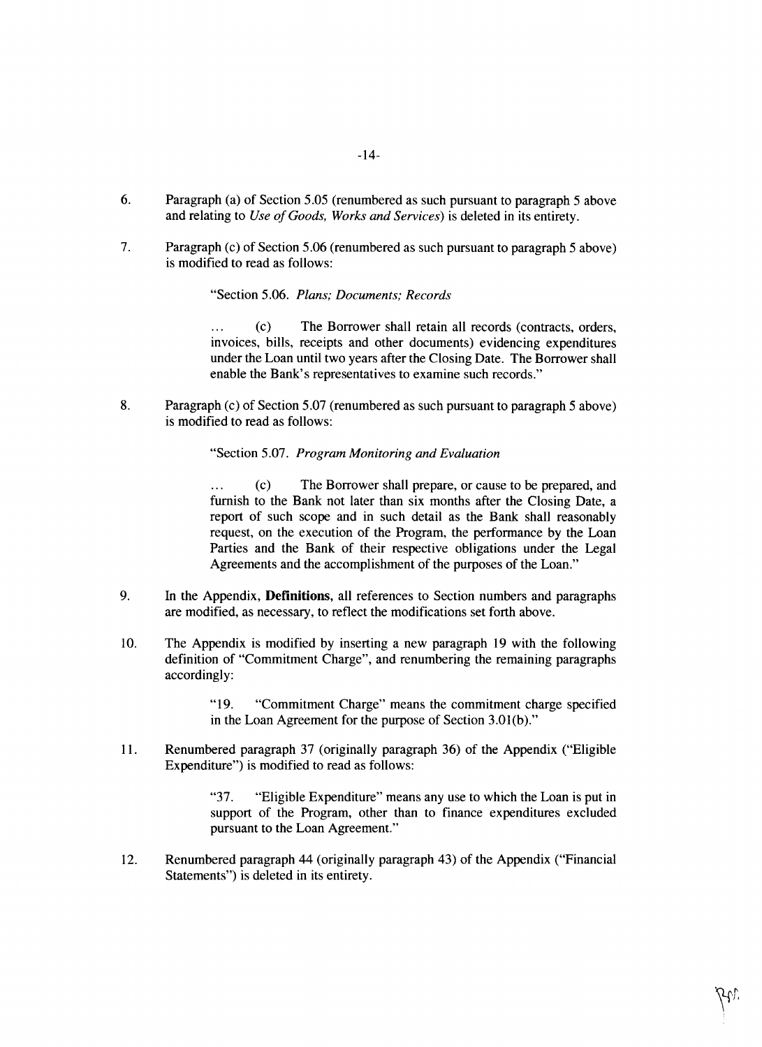6. Paragraph (a) of Section 5.05 (renumbered as such pursuant to paragraph 5 above and relating to *Use of Goods, Works and Services*) is deleted in its entirety.

7. Paragraph (c) of Section 5.06 (renumbered as such pursuant to paragraph 5 above) is modified to read as follows:

   > "Section 5.06. *Plans; Documents; Records*
   >
   > ... (c) The Borrower shall retain all records (contracts, orders, invoices, bills, receipts and other documents) evidencing expenditures under the Loan until two years after the Closing Date. The Borrower shall enable the Bank's representatives to examine such records."

8. Paragraph (c) of Section 5.07 (renumbered as such pursuant to paragraph 5 above) is modified to read as follows:

   > "Section 5.07. *Program Monitoring and Evaluation*
   >
   > ... (c) The Borrower shall prepare, or cause to be prepared, and furnish to the Bank not later than six months after the Closing Date, a report of such scope and in such detail as the Bank shall reasonably request, on the execution of the Program, the performance by the Loan Parties and the Bank of their respective obligations under the Legal Agreements and the accomplishment of the purposes of the Loan."

9. In the Appendix, **Definitions**, all references to Section numbers and paragraphs are modified, as necessary, to reflect the modifications set forth above.

10. The Appendix is modified by inserting a new paragraph 19 with the following definition of "Commitment Charge", and renumbering the remaining paragraphs accordingly:

    > "19. "Commitment Charge" means the commitment charge specified in the Loan Agreement for the purpose of Section 3.01(b)."

11. Renumbered paragraph 37 (originally paragraph 36) of the Appendix ("Eligible Expenditure") is modified to read as follows:

    > "37. "Eligible Expenditure" means any use to which the Loan is put in support of the Program, other than to finance expenditures excluded pursuant to the Loan Agreement."

12. Renumbered paragraph 44 (originally paragraph 43) of the Appendix ("Financial Statements") is deleted in its entirety.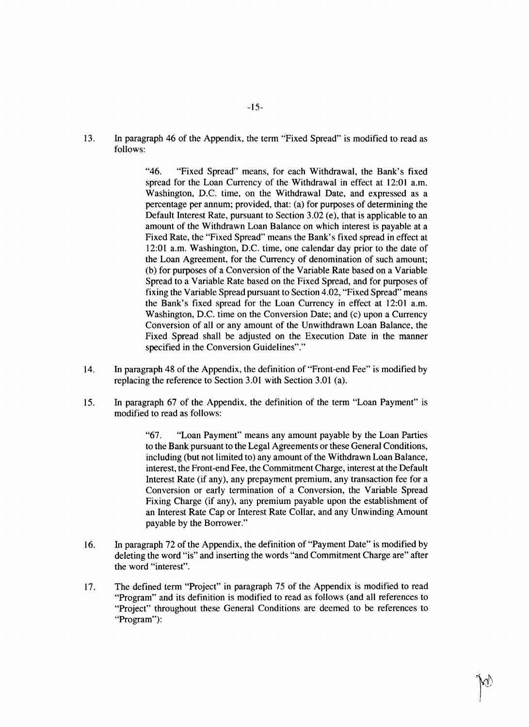13. In paragraph 46 of the Appendix, the term "Fixed Spread" is modified to read as follows:

> "46. "Fixed Spread" means, for each Withdrawal, the Bank's fixed spread for the Loan Currency of the Withdrawal in effect at 12:01 a.m. Washington, D.C. time, on the Withdrawal Date, and expressed as a percentage per annum; provided, that: (a) for purposes of determining the Default Interest Rate, pursuant to Section 3.02 (e), that is applicable to an amount of the Withdrawn Loan Balance on which interest is payable at a Fixed Rate, the "Fixed Spread" means the Bank's fixed spread in effect at 12:01 a.m. Washington, D.C. time, one calendar day prior to the date of the Loan Agreement, for the Currency of denomination of such amount; (b) for purposes of a Conversion of the Variable Rate based on a Variable Spread to a Variable Rate based on the Fixed Spread, and for purposes of fixing the Variable Spread pursuant to Section 4.02, "Fixed Spread" means the Bank's fixed spread for the Loan Currency in effect at 12:01 a.m. Washington, D.C. time on the Conversion Date; and (c) upon a Currency Conversion of all or any amount of the Unwithdrawn Loan Balance, the Fixed Spread shall be adjusted on the Execution Date in the manner specified in the Conversion Guidelines"."

14. In paragraph 48 of the Appendix, the definition of "Front-end Fee" is modified by replacing the reference to Section 3.01 with Section 3.01 (a).

15. In paragraph 67 of the Appendix, the definition of the term "Loan Payment" is modified to read as follows:

> "67. "Loan Payment" means any amount payable by the Loan Parties to the Bank pursuant to the Legal Agreements or these General Conditions, including (but not limited to) any amount of the Withdrawn Loan Balance, interest, the Front-end Fee, the Commitment Charge, interest at the Default Interest Rate (if any), any prepayment premium, any transaction fee for a Conversion or early termination of a Conversion, the Variable Spread Fixing Charge (if any), any premium payable upon the establishment of an Interest Rate Cap or Interest Rate Collar, and any Unwinding Amount payable by the Borrower."

16. In paragraph 72 of the Appendix, the definition of "Payment Date" is modified by deleting the word "is" and inserting the words "and Commitment Charge are" after the word "interest".

17. The defined term "Project" in paragraph 75 of the Appendix is modified to read "Program" and its definition is modified to read as follows (and all references to "Project" throughout these General Conditions are deemed to be references to "Program"):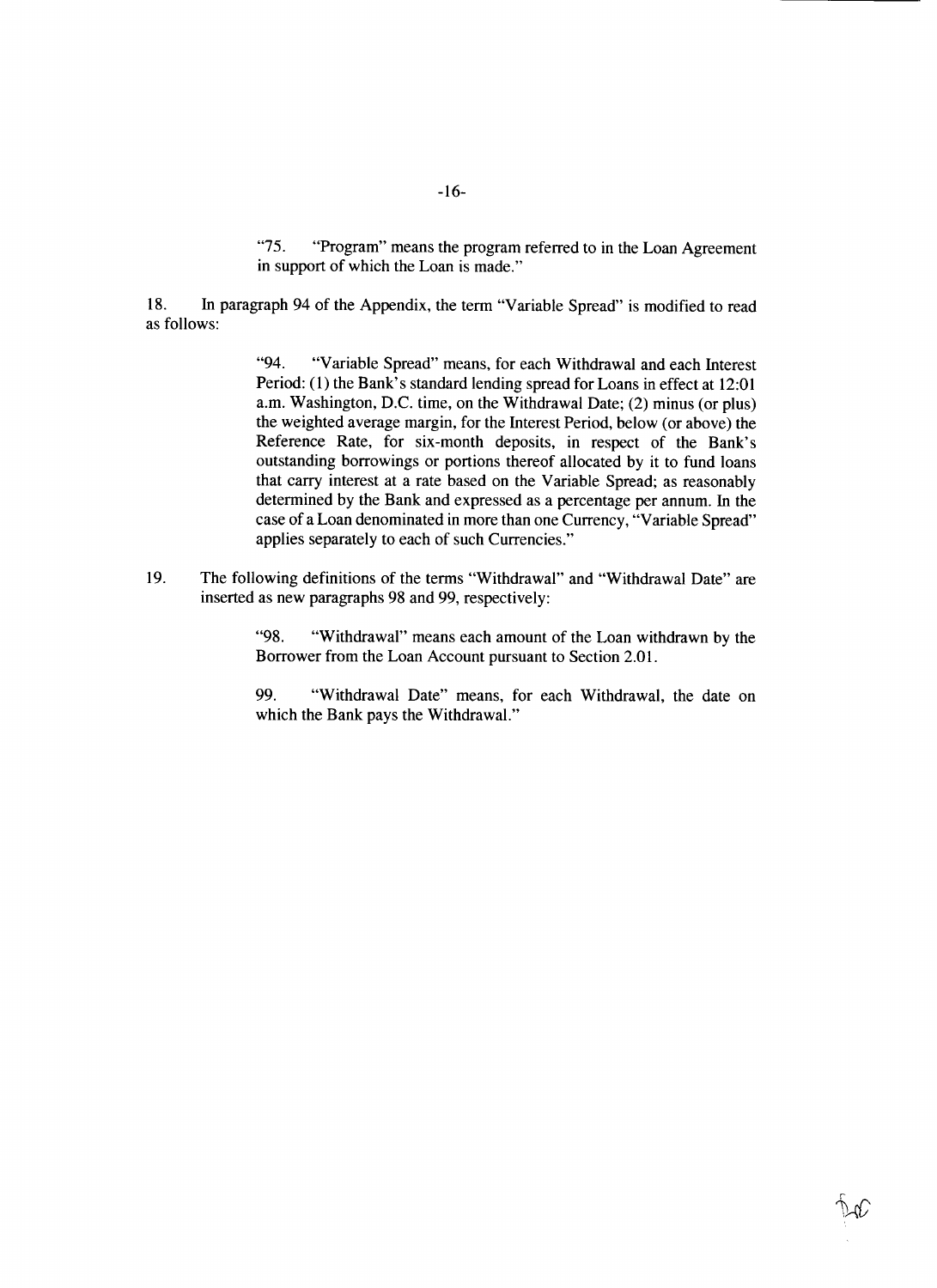"75. "Program" means the program referred to in the Loan Agreement in support of which the Loan is made."

18. In paragraph 94 of the Appendix, the term "Variable Spread" is modified to read as follows:

> "94. "Variable Spread" means, for each Withdrawal and each Interest Period: (1) the Bank's standard lending spread for Loans in effect at 12:01 a.m. Washington, D.C. time, on the Withdrawal Date; (2) minus (or plus) the weighted average margin, for the Interest Period, below (or above) the Reference Rate, for six-month deposits, in respect of the Bank's outstanding borrowings or portions thereof allocated by it to fund loans that carry interest at a rate based on the Variable Spread; as reasonably determined by the Bank and expressed as a percentage per annum. In the case of a Loan denominated in more than one Currency, "Variable Spread" applies separately to each of such Currencies."

19. The following definitions of the terms "Withdrawal" and "Withdrawal Date" are inserted as new paragraphs 98 and 99, respectively:

> "98. "Withdrawal" means each amount of the Loan withdrawn by the Borrower from the Loan Account pursuant to Section 2.01.
>
> 99. "Withdrawal Date" means, for each Withdrawal, the date on which the Bank pays the Withdrawal."